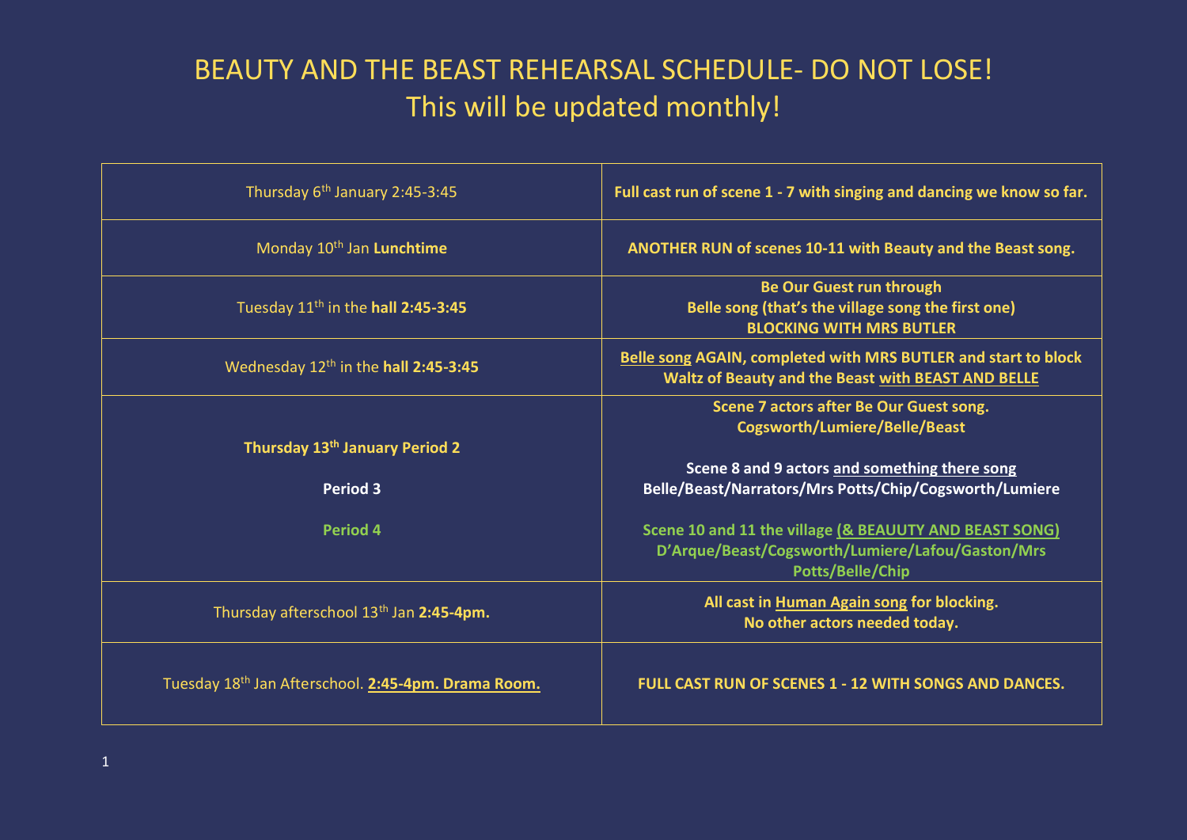# BEAUTY AND THE BEAST REHEARSAL SCHEDULE- DO NOT LOSE!
## This will be updated monthly!

| | |
|---|---|
| Thursday 6th January 2:45-3:45 | **Full cast run of scene 1 - 7 with singing and dancing we know so far.** |
| Monday 10th Jan **Lunchtime** | **ANOTHER RUN of scenes 10-11 with Beauty and the Beast song.** |
| Tuesday 11th in the **hall 2:45-3:45** | **Be Our Guest run through**<br>**Belle song (that's the village song the first one)**<br>**BLOCKING WITH MRS BUTLER** |
| Wednesday 12th in the **hall 2:45-3:45** | **Belle song AGAIN, completed with MRS BUTLER and start to block Waltz of Beauty and the Beast with BEAST AND BELLE** |
| **Thursday 13th January Period 2**<br><br>**Period 3**<br><br>**Period 4** | **Scene 7 actors after Be Our Guest song.**<br>**Cogsworth/Lumiere/Belle/Beast**<br><br>**Scene 8 and 9 actors and something there song**<br>**Belle/Beast/Narrators/Mrs Potts/Chip/Cogsworth/Lumiere**<br><br>**Scene 10 and 11 the village (& BEAUUTY AND BEAST SONG)**<br>**D'Arque/Beast/Cogsworth/Lumiere/Lafou/Gaston/Mrs Potts/Belle/Chip** |
| Thursday afterschool 13th Jan **2:45-4pm.** | **All cast in Human Again song for blocking.**<br>**No other actors needed today.** |
| Tuesday 18th Jan Afterschool. **2:45-4pm. Drama Room.** | **FULL CAST RUN OF SCENES 1 - 12 WITH SONGS AND DANCES.** |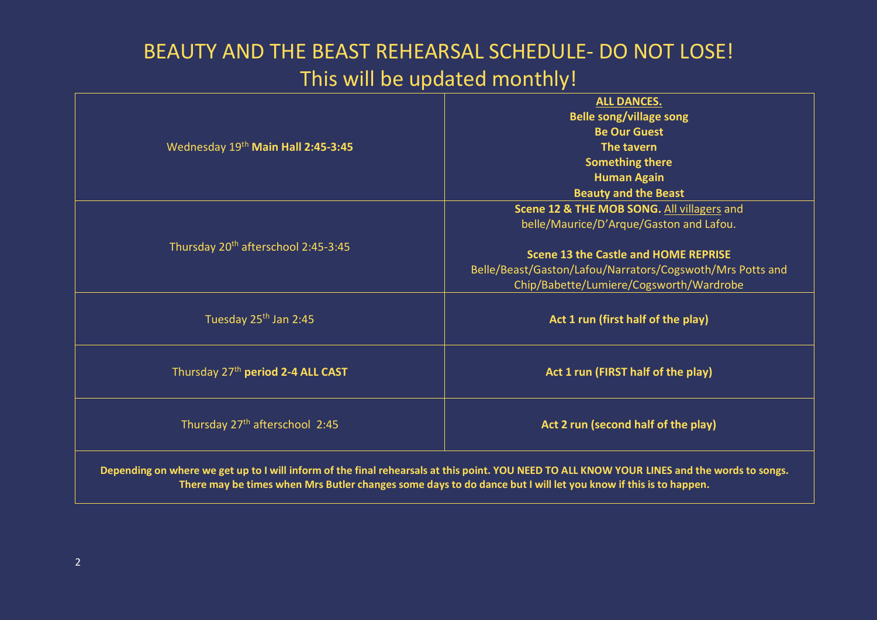# BEAUTY AND THE BEAST REHEARSAL SCHEDULE- DO NOT LOSE!

## This will be updated monthly!

| | |
|---|---|
| Wednesday 19th **Main Hall 2:45-3:45** | **ALL DANCES.**<br>**Belle song/village song**<br>**Be Our Guest**<br>**The tavern**<br>**Something there**<br>**Human Again**<br>**Beauty and the Beast** |
| Thursday 20th afterschool 2:45-3:45 | **Scene 12 & THE MOB SONG.** All villagers and belle/Maurice/D'Arque/Gaston and Lafou.<br><br>**Scene 13 the Castle and HOME REPRISE**<br>Belle/Beast/Gaston/Lafou/Narrators/Cogswoth/Mrs Potts and Chip/Babette/Lumiere/Cogsworth/Wardrobe |
| Tuesday 25th Jan 2:45 | **Act 1 run (first half of the play)** |
| Thursday 27th **period 2-4 ALL CAST** | **Act 1 run (FIRST half of the play)** |
| Thursday 27th afterschool 2:45 | **Act 2 run (second half of the play)** |

**Depending on where we get up to I will inform of the final rehearsals at this point. YOU NEED TO ALL KNOW YOUR LINES and the words to songs. There may be times when Mrs Butler changes some days to do dance but I will let you know if this is to happen.**